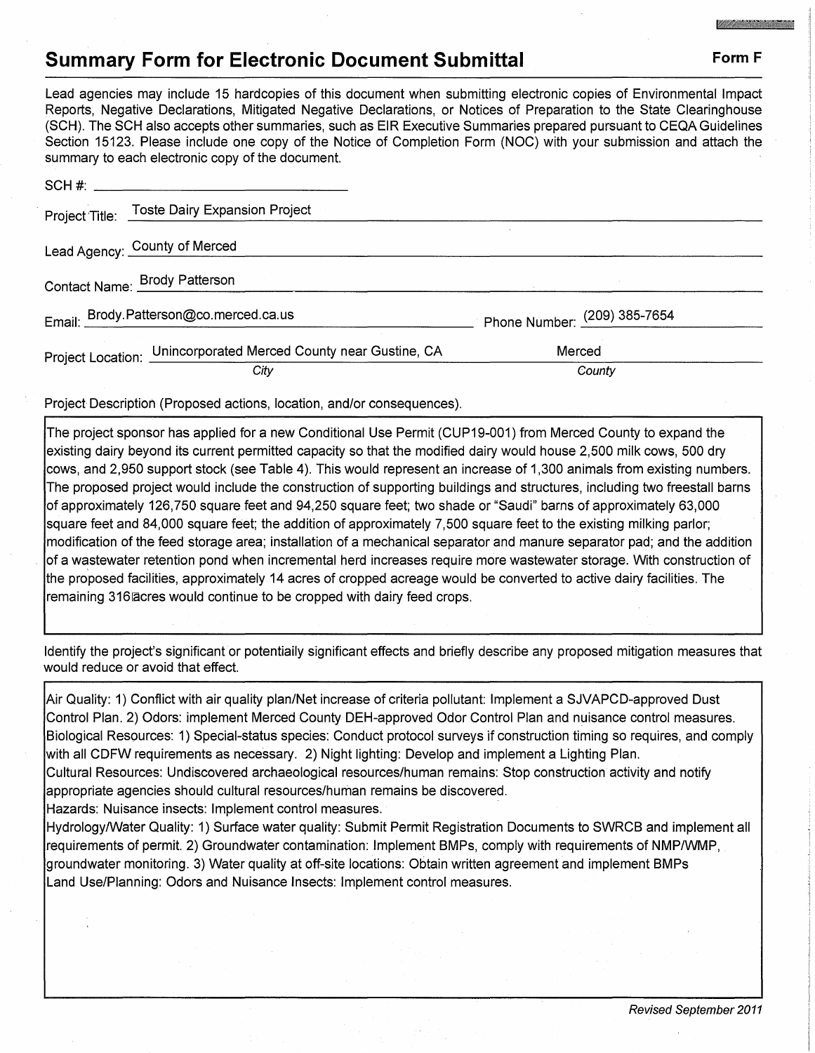## Summary Form for Electronic Document Submittal

**Form F**

Lead agencies may include 15 hardcopies of this document when submitting electronic copies of Environmental Impact Reports, Negative Declarations, Mitigated Negative Declarations, or Notices of Preparation to the State Clearinghouse (SCH). The SCH also accepts other summaries, such as EIR Executive Summaries prepared pursuant to CEQA Guidelines Section 15123. Please include one copy of the Notice of Completion Form (NOC) with your submission and attach the summary to each electronic copy of the document.

SCH #: ______________________

Project Title: Toste Dairy Expansion Project

Lead Agency: County of Merced

Contact Name: Brody Patterson

Email: Brody.Patterson@co.merced.ca.us  Phone Number: (209) 385-7654

Project Location: Unincorporated Merced County near Gustine, CA (*City*)  Merced (*County*)

Project Description (Proposed actions, location, and/or consequences).

The project sponsor has applied for a new Conditional Use Permit (CUP19-001) from Merced County to expand the existing dairy beyond its current permitted capacity so that the modified dairy would house 2,500 milk cows, 500 dry cows, and 2,950 support stock (see Table 4). This would represent an increase of 1,300 animals from existing numbers. The proposed project would include the construction of supporting buildings and structures, including two freestall barns of approximately 126,750 square feet and 94,250 square feet; two shade or "Saudi" barns of approximately 63,000 square feet and 84,000 square feet; the addition of approximately 7,500 square feet to the existing milking parlor; modification of the feed storage area; installation of a mechanical separator and manure separator pad; and the addition of a wastewater retention pond when incremental herd increases require more wastewater storage. With construction of the proposed facilities, approximately 14 acres of cropped acreage would be converted to active dairy facilities. The remaining 316 acres would continue to be cropped with dairy feed crops.

Identify the project's significant or potentially significant effects and briefly describe any proposed mitigation measures that would reduce or avoid that effect.

Air Quality: 1) Conflict with air quality plan/Net increase of criteria pollutant: Implement a SJVAPCD-approved Dust Control Plan. 2) Odors: implement Merced County DEH-approved Odor Control Plan and nuisance control measures.
Biological Resources: 1) Special-status species: Conduct protocol surveys if construction timing so requires, and comply with all CDFW requirements as necessary. 2) Night lighting: Develop and implement a Lighting Plan.
Cultural Resources: Undiscovered archaeological resources/human remains: Stop construction activity and notify appropriate agencies should cultural resources/human remains be discovered.
Hazards: Nuisance insects: Implement control measures.
Hydrology/Water Quality: 1) Surface water quality: Submit Permit Registration Documents to SWRCB and implement all requirements of permit. 2) Groundwater contamination: Implement BMPs, comply with requirements of NMP/WMP, groundwater monitoring. 3) Water quality at off-site locations: Obtain written agreement and implement BMPs
Land Use/Planning: Odors and Nuisance Insects: Implement control measures.

*Revised September 2011*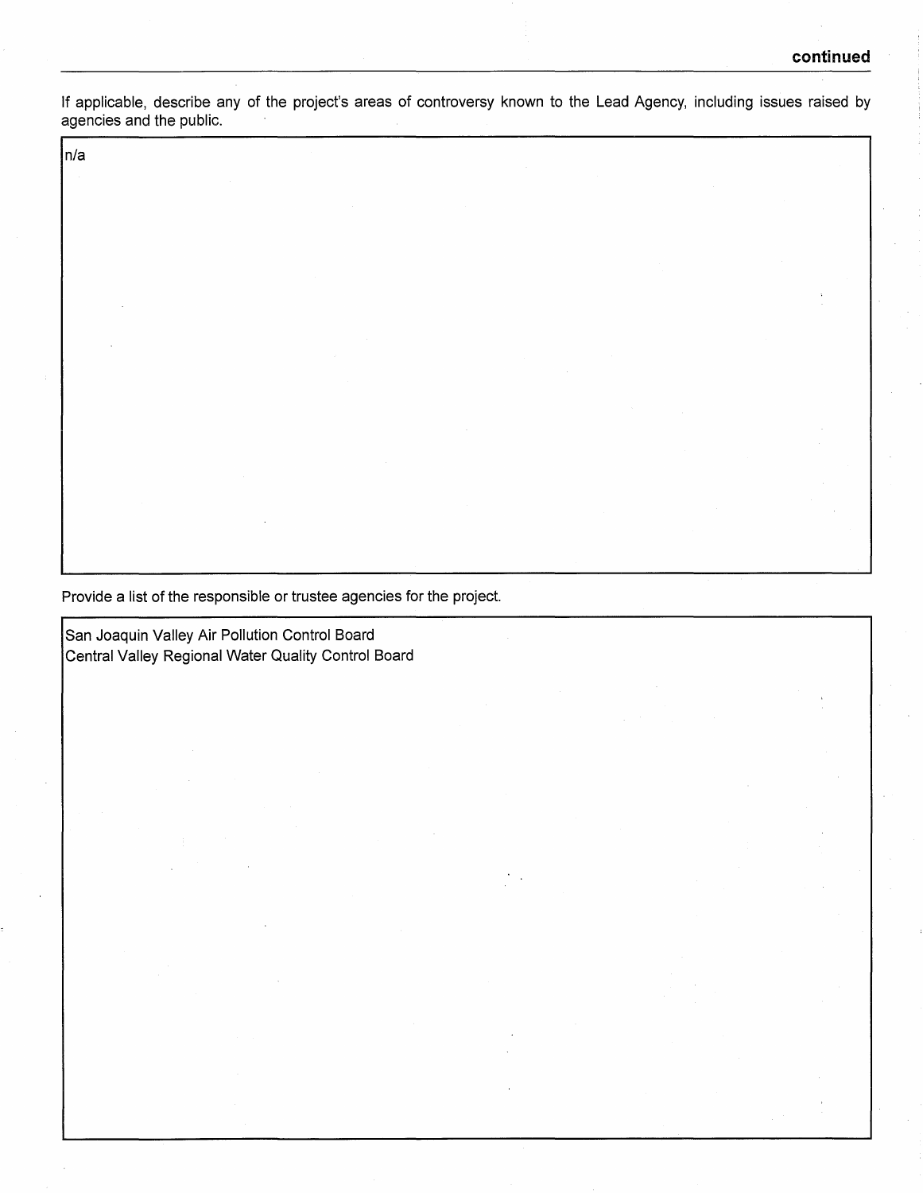**continued**

If applicable, describe any of the project's areas of controversy known to the Lead Agency, including issues raised by agencies and the public.

n/a

Provide a list of the responsible or trustee agencies for the project.

San Joaquin Valley Air Pollution Control Board
Central Valley Regional Water Quality Control Board